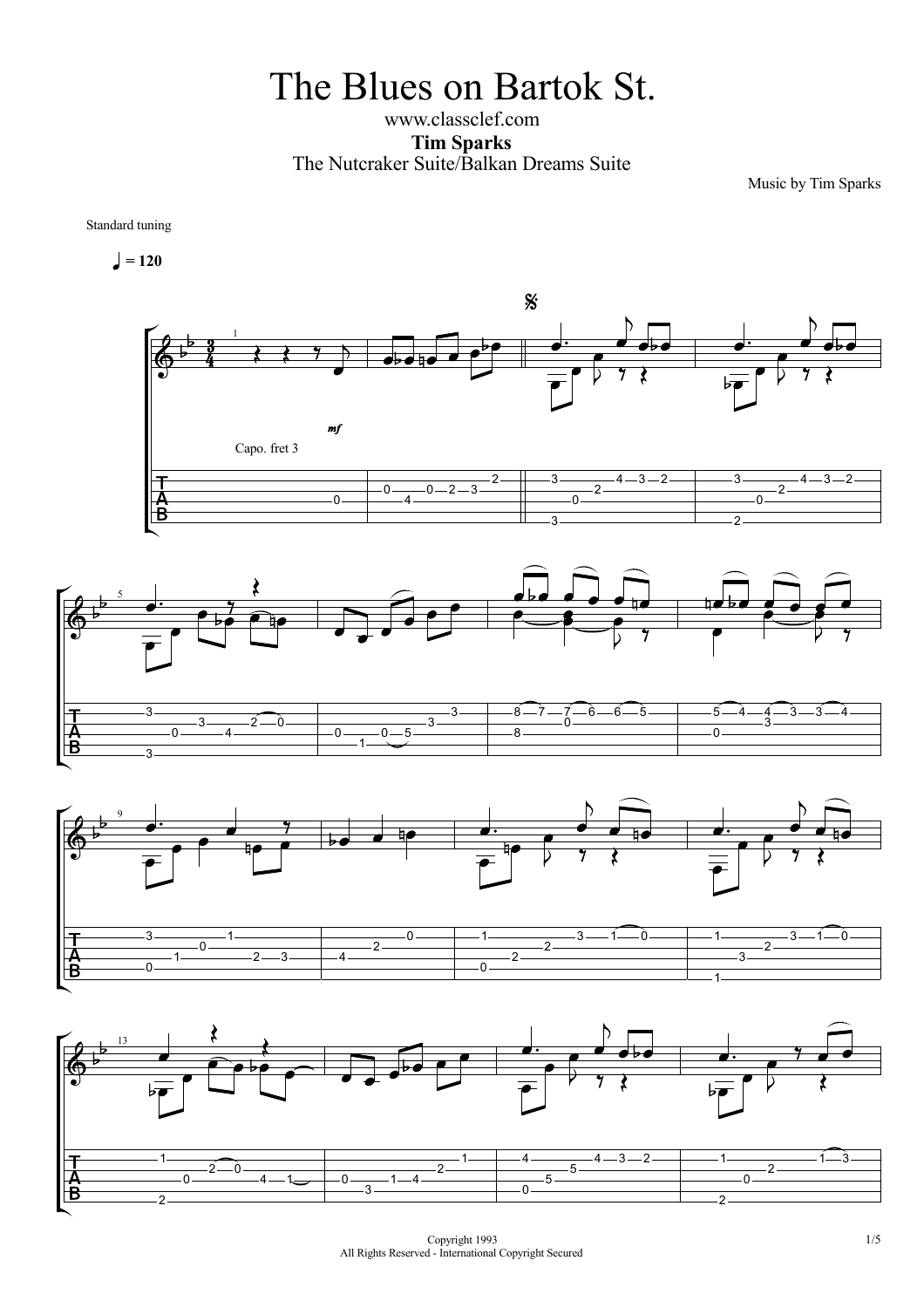# The Blues on Bartok St.

www.classclef.com

**Tim Sparks**

The Nutcraker Suite/Balkan Dreams Suite

Music by Tim Sparks

Standard tuning

♩ = 120

*mf*

Capo. fret 3

Copyright 1993
All Rights Reserved - International Copyright Secured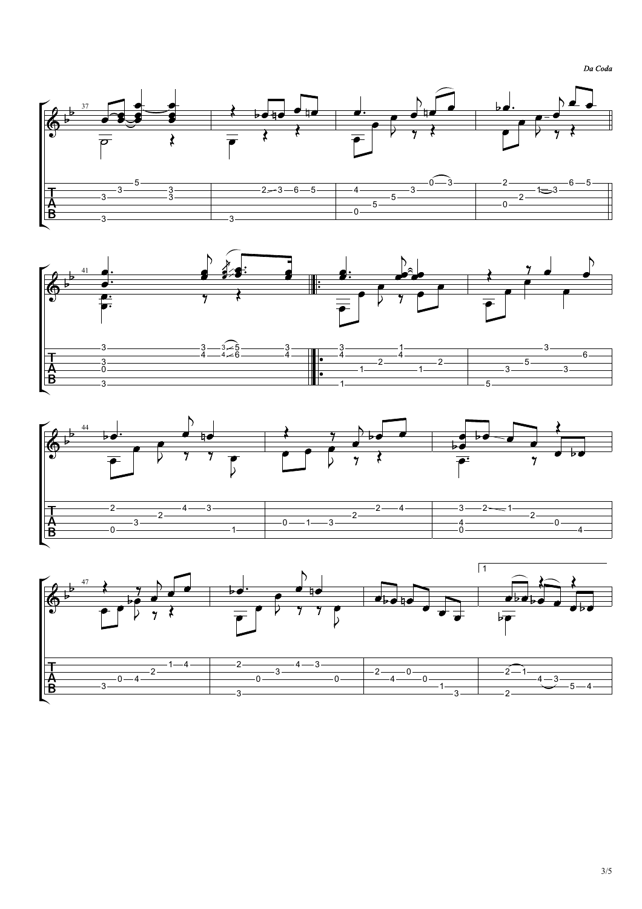*Da Coda*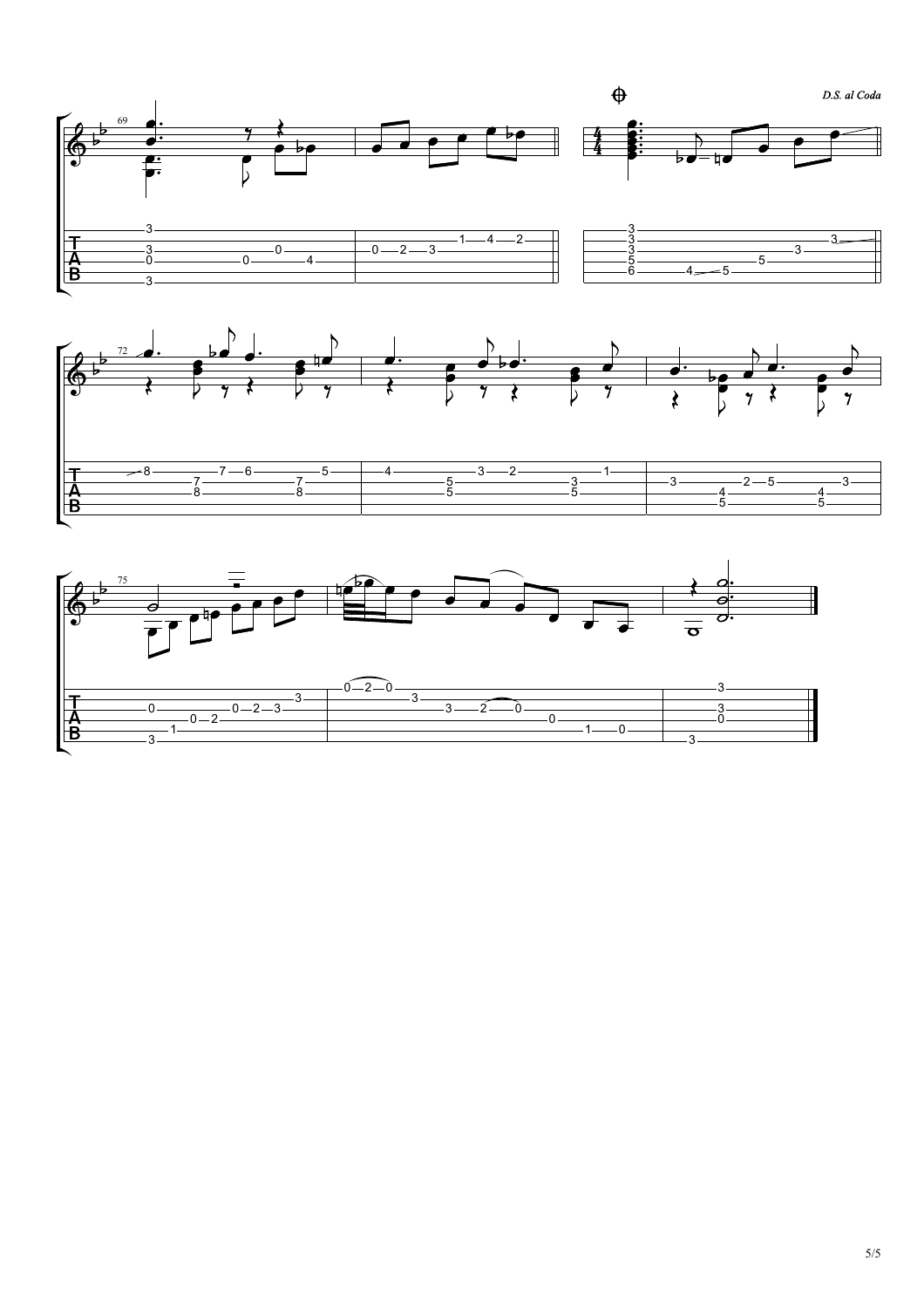D.S. al Coda